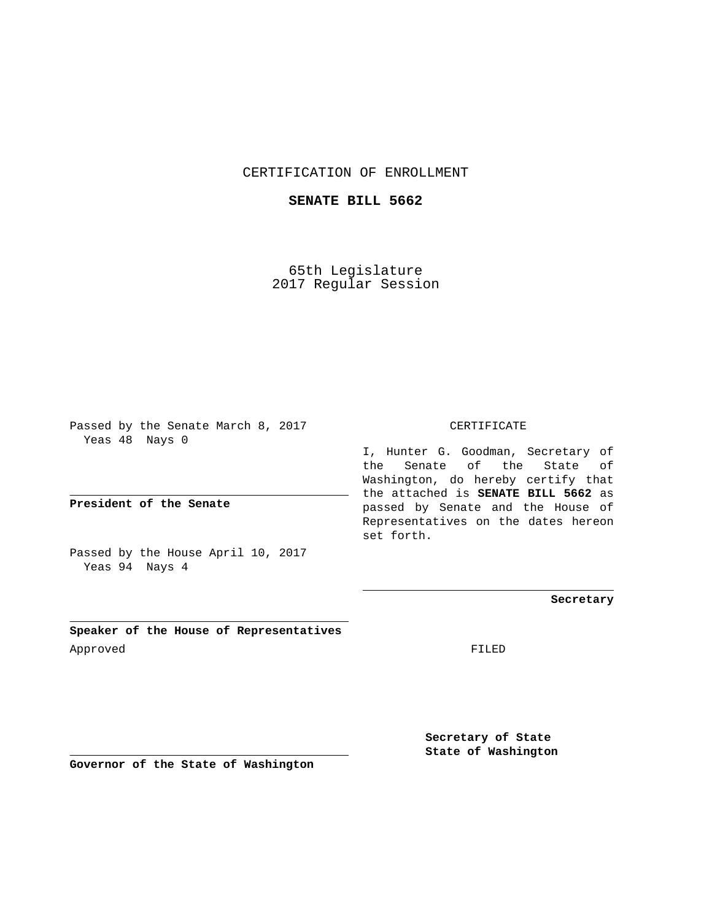CERTIFICATION OF ENROLLMENT

**SENATE BILL 5662**

65th Legislature
2017 Regular Session

Passed by the Senate March 8, 2017
Yeas 48 Nays 0

**President of the Senate**

Passed by the House April 10, 2017
Yeas 94 Nays 4

**Speaker of the House of Representatives**

Approved

**Governor of the State of Washington**

CERTIFICATE

I, Hunter G. Goodman, Secretary of the Senate of the State of Washington, do hereby certify that the attached is **SENATE BILL 5662** as passed by Senate and the House of Representatives on the dates hereon set forth.

**Secretary**

FILED

**Secretary of State**
**State of Washington**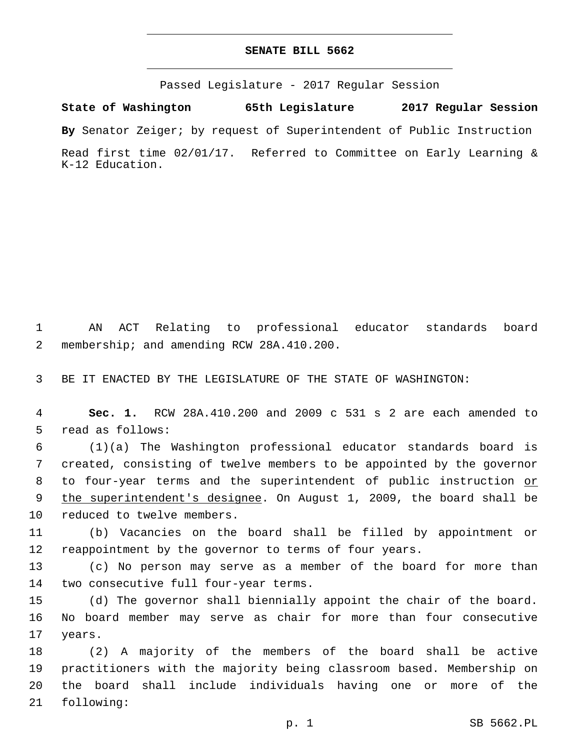# SENATE BILL 5662

Passed Legislature - 2017 Regular Session

**State of Washington 65th Legislature 2017 Regular Session**

**By** Senator Zeiger; by request of Superintendent of Public Instruction

Read first time 02/01/17. Referred to Committee on Early Learning & K-12 Education.

AN ACT Relating to professional educator standards board membership; and amending RCW 28A.410.200.

BE IT ENACTED BY THE LEGISLATURE OF THE STATE OF WASHINGTON:

**Sec. 1.** RCW 28A.410.200 and 2009 c 531 s 2 are each amended to read as follows:

(1)(a) The Washington professional educator standards board is created, consisting of twelve members to be appointed by the governor to four-year terms and the superintendent of public instruction or the superintendent's designee. On August 1, 2009, the board shall be reduced to twelve members.

(b) Vacancies on the board shall be filled by appointment or reappointment by the governor to terms of four years.

(c) No person may serve as a member of the board for more than two consecutive full four-year terms.

(d) The governor shall biennially appoint the chair of the board. No board member may serve as chair for more than four consecutive years.

(2) A majority of the members of the board shall be active practitioners with the majority being classroom based. Membership on the board shall include individuals having one or more of the following: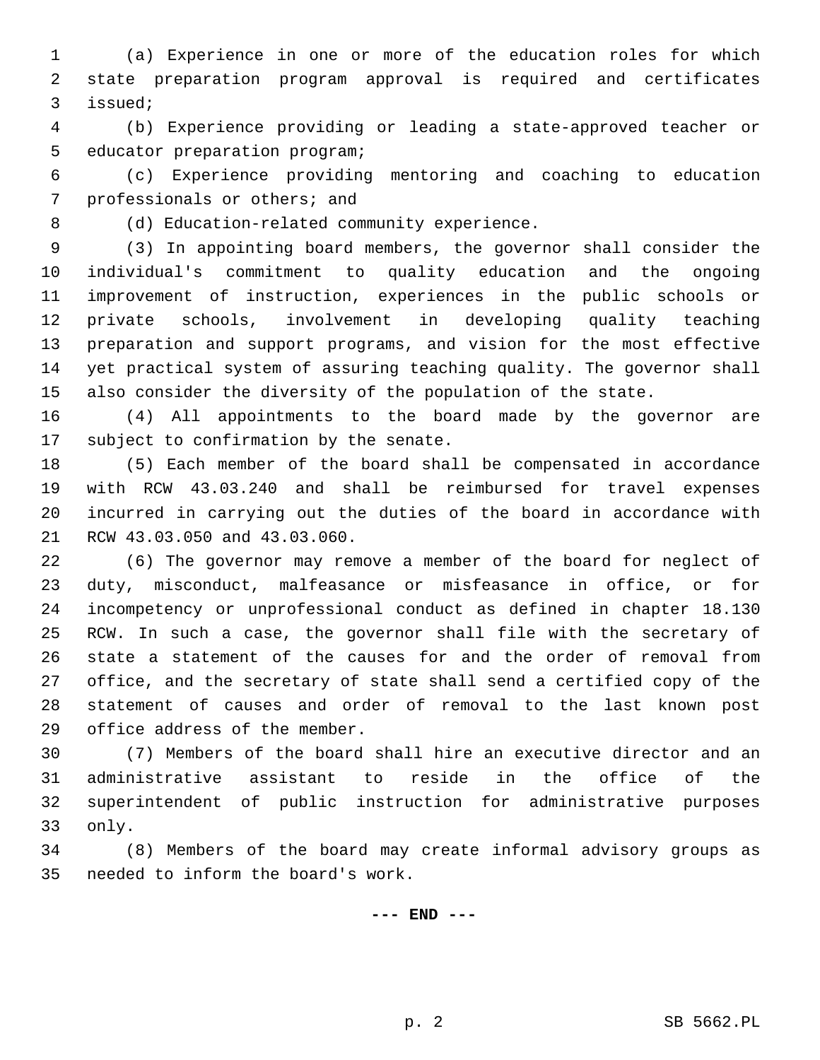(a) Experience in one or more of the education roles for which state preparation program approval is required and certificates issued;

(b) Experience providing or leading a state-approved teacher or educator preparation program;

(c) Experience providing mentoring and coaching to education professionals or others; and

(d) Education-related community experience.

(3) In appointing board members, the governor shall consider the individual's commitment to quality education and the ongoing improvement of instruction, experiences in the public schools or private schools, involvement in developing quality teaching preparation and support programs, and vision for the most effective yet practical system of assuring teaching quality. The governor shall also consider the diversity of the population of the state.

(4) All appointments to the board made by the governor are subject to confirmation by the senate.

(5) Each member of the board shall be compensated in accordance with RCW 43.03.240 and shall be reimbursed for travel expenses incurred in carrying out the duties of the board in accordance with RCW 43.03.050 and 43.03.060.

(6) The governor may remove a member of the board for neglect of duty, misconduct, malfeasance or misfeasance in office, or for incompetency or unprofessional conduct as defined in chapter 18.130 RCW. In such a case, the governor shall file with the secretary of state a statement of the causes for and the order of removal from office, and the secretary of state shall send a certified copy of the statement of causes and order of removal to the last known post office address of the member.

(7) Members of the board shall hire an executive director and an administrative assistant to reside in the office of the superintendent of public instruction for administrative purposes only.

(8) Members of the board may create informal advisory groups as needed to inform the board's work.

**--- END ---**